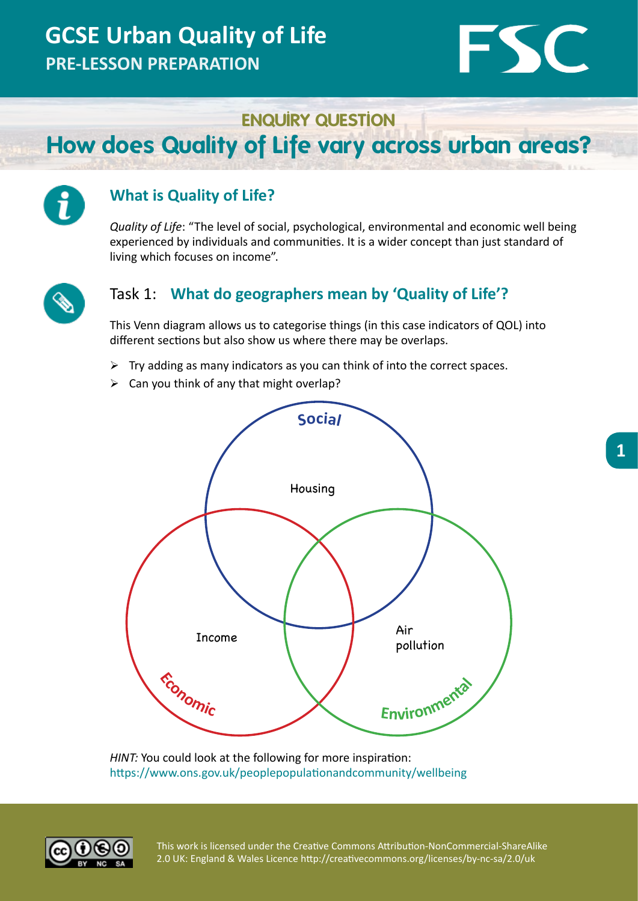# GCSE Urban Quality of Life

**PRE-LESSON PREPARATION**

ENQUIRY QUESTION

## How does Quality of Life vary across urban areas?

### What is Quality of Life?

*Quality of Life*: "The level of social, psychological, environmental and economic well being experienced by individuals and communities. It is a wider concept than just standard of living which focuses on income".

### Task 1: What do geographers mean by 'Quality of Life'?

This Venn diagram allows us to categorise things (in this case indicators of QOL) into different sections but also show us where there may be overlaps.

- Try adding as many indicators as you can think of into the correct spaces.
- Can you think of any that might overlap?

Social

Housing

Income

Air pollution

Economic

Environmental

*HINT:* You could look at the following for more inspiration:
https://www.ons.gov.uk/peoplepopulationandcommunity/wellbeing

This work is licensed under the Creative Commons Attribution-NonCommercial-ShareAlike 2.0 UK: England & Wales Licence http://creativecommons.org/licenses/by-nc-sa/2.0/uk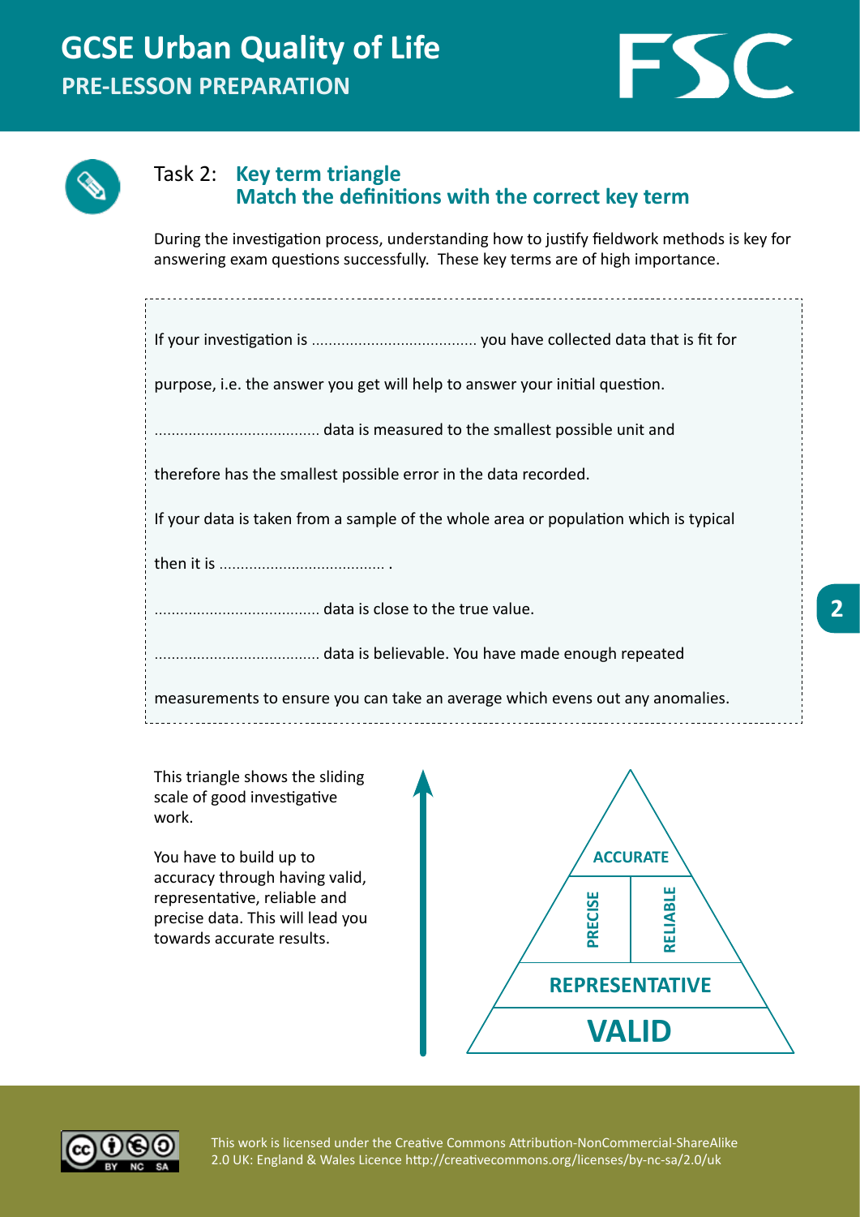# GCSE Urban Quality of Life
## PRE-LESSON PREPARATION

### Task 2: Key term triangle
### Match the definitions with the correct key term

During the investigation process, understanding how to justify fieldwork methods is key for answering exam questions successfully. These key terms are of high importance.

If your investigation is ...................................... you have collected data that is fit for purpose, i.e. the answer you get will help to answer your initial question.

...................................... data is measured to the smallest possible unit and therefore has the smallest possible error in the data recorded.

If your data is taken from a sample of the whole area or population which is typical then it is ...................................... .

...................................... data is close to the true value.

...................................... data is believable. You have made enough repeated measurements to ensure you can take an average which evens out any anomalies.

This triangle shows the sliding scale of good investigative work.

You have to build up to accuracy through having valid, representative, reliable and precise data. This will lead you towards accurate results.

- ACCURATE
- PRECISE | RELIABLE
- REPRESENTATIVE
- VALID

This work is licensed under the Creative Commons Attribution-NonCommercial-ShareAlike 2.0 UK: England & Wales Licence http://creativecommons.org/licenses/by-nc-sa/2.0/uk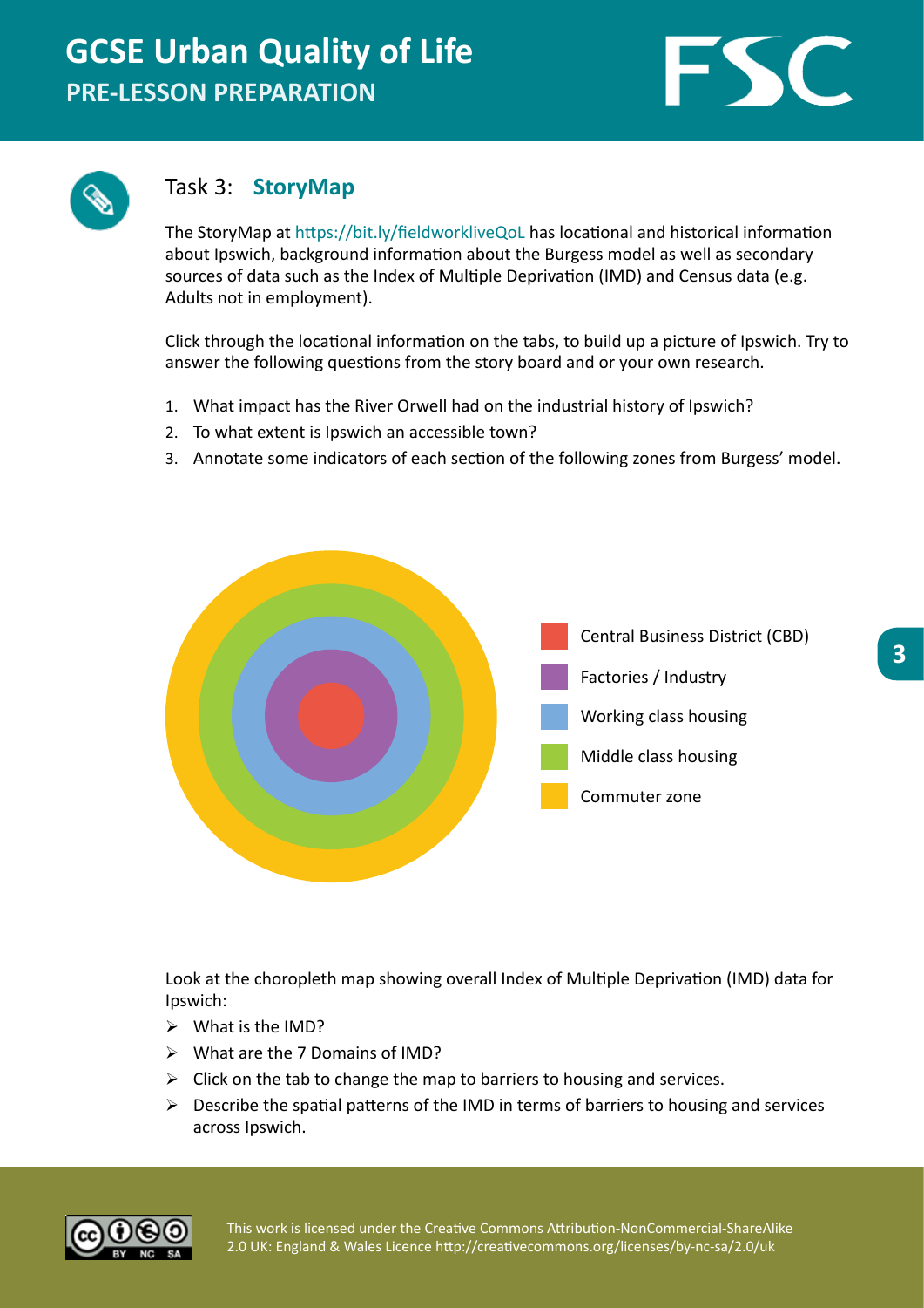# GCSE Urban Quality of Life

## PRE-LESSON PREPARATION

### Task 3: **StoryMap**

The StoryMap at https://bit.ly/fieldworkliveQoL has locational and historical information about Ipswich, background information about the Burgess model as well as secondary sources of data such as the Index of Multiple Deprivation (IMD) and Census data (e.g. Adults not in employment).

Click through the locational information on the tabs, to build up a picture of Ipswich. Try to answer the following questions from the story board and or your own research.

1. What impact has the River Orwell had on the industrial history of Ipswich?
2. To what extent is Ipswich an accessible town?
3. Annotate some indicators of each section of the following zones from Burgess' model.

- Central Business District (CBD)
- Factories / Industry
- Working class housing
- Middle class housing
- Commuter zone

Look at the choropleth map showing overall Index of Multiple Deprivation (IMD) data for Ipswich:

- What is the IMD?
- What are the 7 Domains of IMD?
- Click on the tab to change the map to barriers to housing and services.
- Describe the spatial patterns of the IMD in terms of barriers to housing and services across Ipswich.

This work is licensed under the Creative Commons Attribution-NonCommercial-ShareAlike 2.0 UK: England & Wales Licence http://creativecommons.org/licenses/by-nc-sa/2.0/uk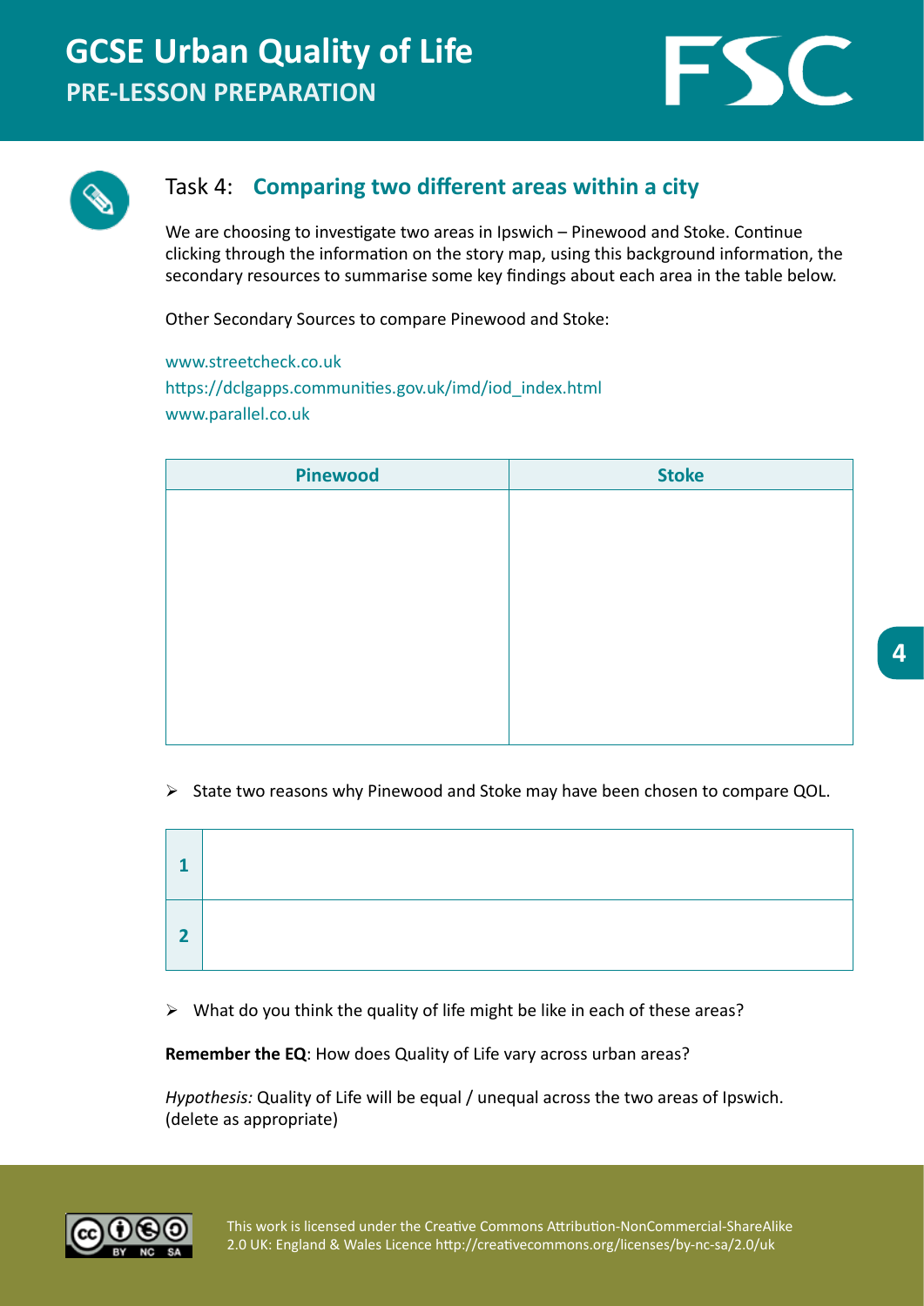# GCSE Urban Quality of Life

## PRE-LESSON PREPARATION

### Task 4: Comparing two different areas within a city

We are choosing to investigate two areas in Ipswich – Pinewood and Stoke. Continue clicking through the information on the story map, using this background information, the secondary resources to summarise some key findings about each area in the table below.

Other Secondary Sources to compare Pinewood and Stoke:

www.streetcheck.co.uk
https://dclgapps.communities.gov.uk/imd/iod_index.html
www.parallel.co.uk

| Pinewood | Stoke |
| --- | --- |
| | |

➢ State two reasons why Pinewood and Stoke may have been chosen to compare QOL.

| | |
| --- | --- |
| 1 | |
| 2 | |

➢ What do you think the quality of life might be like in each of these areas?

**Remember the EQ**: How does Quality of Life vary across urban areas?

*Hypothesis:* Quality of Life will be equal / unequal across the two areas of Ipswich.
(delete as appropriate)

This work is licensed under the Creative Commons Attribution-NonCommercial-ShareAlike 2.0 UK: England & Wales Licence http://creativecommons.org/licenses/by-nc-sa/2.0/uk